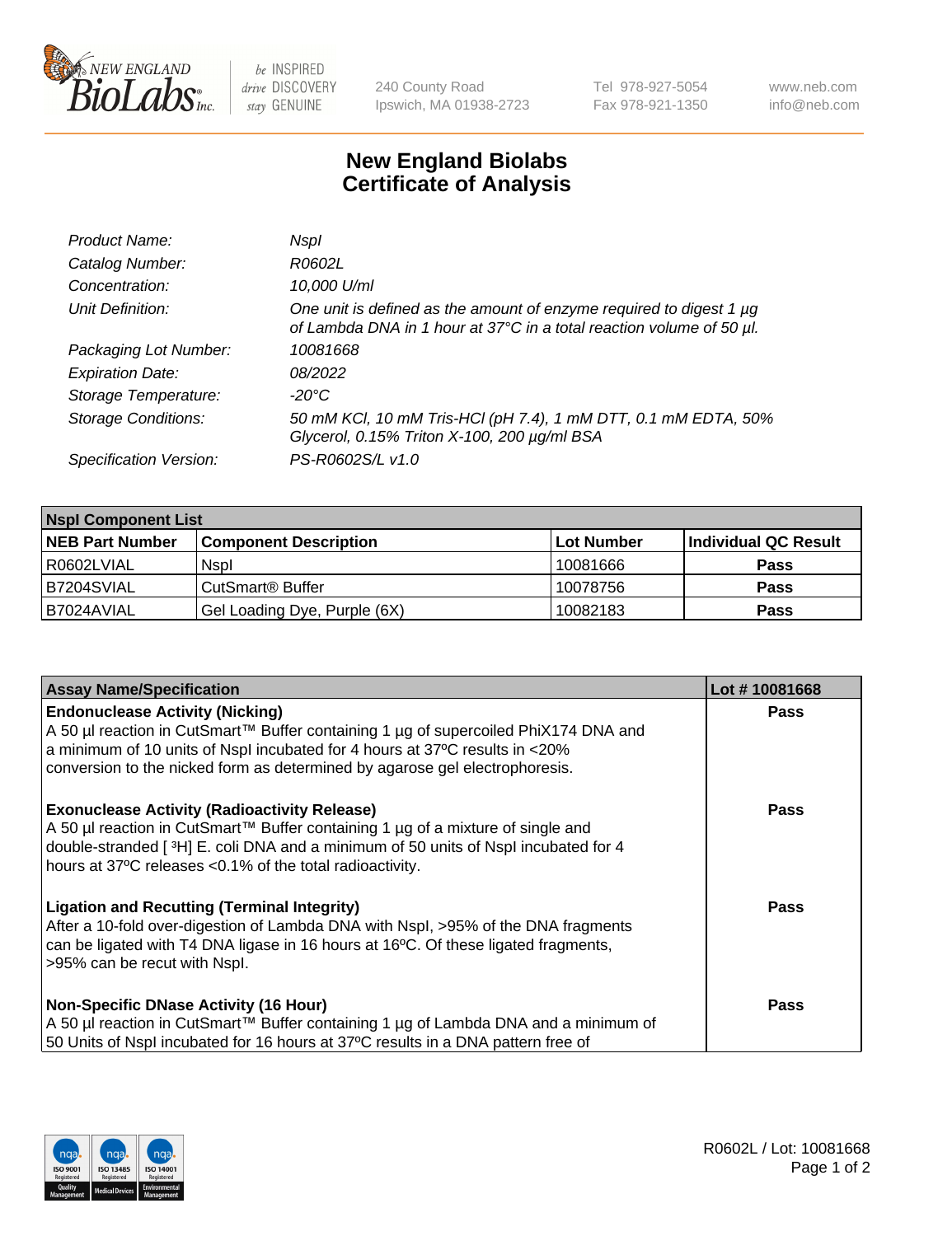New England Biolabs — be INSPIRED drive DISCOVERY stay GENUINE — 240 County Road, Ipswich, MA 01938-2723 — Tel 978-927-5054, Fax 978-921-1350 — www.neb.com, info@neb.com

# New England Biolabs Certificate of Analysis

| | |
|---|---|
| *Product Name:* | *NspI* |
| *Catalog Number:* | *R0602L* |
| *Concentration:* | *10,000 U/ml* |
| *Unit Definition:* | *One unit is defined as the amount of enzyme required to digest 1 µg of Lambda DNA in 1 hour at 37°C in a total reaction volume of 50 µl.* |
| *Packaging Lot Number:* | *10081668* |
| *Expiration Date:* | *08/2022* |
| *Storage Temperature:* | *-20°C* |
| *Storage Conditions:* | *50 mM KCl, 10 mM Tris-HCl (pH 7.4), 1 mM DTT, 0.1 mM EDTA, 50% Glycerol, 0.15% Triton X-100, 200 µg/ml BSA* |
| *Specification Version:* | *PS-R0602S/L v1.0* |

| **NspI Component List** | | | |
|---|---|---|---|
| **NEB Part Number** | **Component Description** | **Lot Number** | **Individual QC Result** |
| R0602LVIAL | NspI | 10081666 | **Pass** |
| B7204SVIAL | CutSmart® Buffer | 10078756 | **Pass** |
| B7024AVIAL | Gel Loading Dye, Purple (6X) | 10082183 | **Pass** |

| **Assay Name/Specification** | **Lot # 10081668** |
|---|---|
| **Endonuclease Activity (Nicking)**<br>A 50 µl reaction in CutSmart™ Buffer containing 1 µg of supercoiled PhiX174 DNA and a minimum of 10 units of NspI incubated for 4 hours at 37ºC results in <20% conversion to the nicked form as determined by agarose gel electrophoresis. | **Pass** |
| **Exonuclease Activity (Radioactivity Release)**<br>A 50 µl reaction in CutSmart™ Buffer containing 1 µg of a mixture of single and double-stranded [ $^3$H] E. coli DNA and a minimum of 50 units of NspI incubated for 4 hours at 37ºC releases <0.1% of the total radioactivity. | **Pass** |
| **Ligation and Recutting (Terminal Integrity)**<br>After a 10-fold over-digestion of Lambda DNA with NspI, >95% of the DNA fragments can be ligated with T4 DNA ligase in 16 hours at 16ºC. Of these ligated fragments, >95% can be recut with NspI. | **Pass** |
| **Non-Specific DNase Activity (16 Hour)**<br>A 50 µl reaction in CutSmart™ Buffer containing 1 µg of Lambda DNA and a minimum of 50 Units of NspI incubated for 16 hours at 37ºC results in a DNA pattern free of | **Pass** |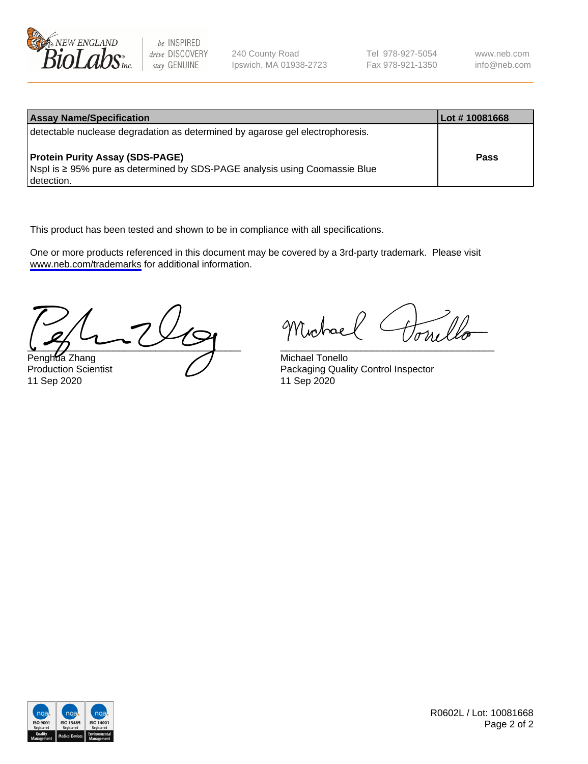| Assay Name/Specification | Lot # 10081668 |
| --- | --- |
| detectable nuclease degradation as determined by agarose gel electrophoresis. | |
| **Protein Purity Assay (SDS-PAGE)**<br>NspI is ≥ 95% pure as determined by SDS-PAGE analysis using Coomassie Blue detection. | **Pass** |

This product has been tested and shown to be in compliance with all specifications.

One or more products referenced in this document may be covered by a 3rd-party trademark. Please visit www.neb.com/trademarks for additional information.

Penghua Zhang
Production Scientist
11 Sep 2020

Michael Tonello
Packaging Quality Control Inspector
11 Sep 2020

R0602L / Lot: 10081668